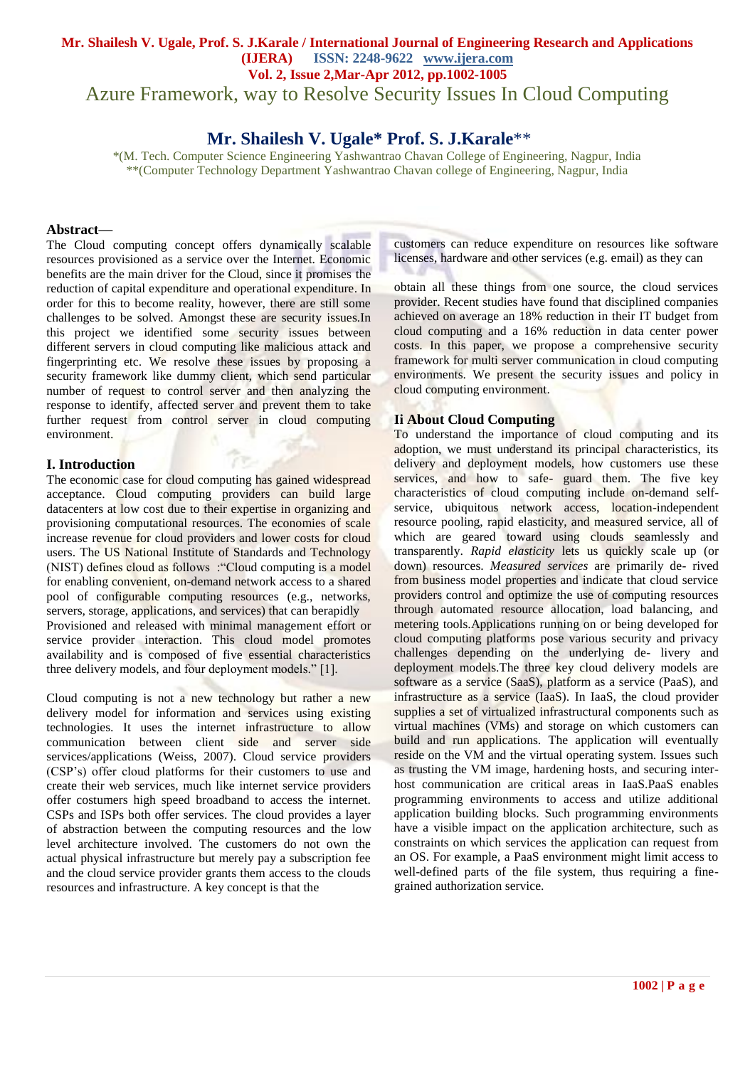# Azure Framework, way to Resolve Security Issues In Cloud Computing

## Mr. Shailesh V. Ugale* Prof. S. J.Karale**

*(M. Tech. Computer Science Engineering Yashwantrao Chavan College of Engineering, Nagpur, India
**(Computer Technology Department Yashwantrao Chavan college of Engineering, Nagpur, India

**Abstract—**
The Cloud computing concept offers dynamically scalable resources provisioned as a service over the Internet. Economic benefits are the main driver for the Cloud, since it promises the reduction of capital expenditure and operational expenditure. In order for this to become reality, however, there are still some challenges to be solved. Amongst these are security issues.In this project we identified some security issues between different servers in cloud computing like malicious attack and fingerprinting etc. We resolve these issues by proposing a security framework like dummy client, which send particular number of request to control server and then analyzing the response to identify, affected server and prevent them to take further request from control server in cloud computing environment.

## I. Introduction

The economic case for cloud computing has gained widespread acceptance. Cloud computing providers can build large datacenters at low cost due to their expertise in organizing and provisioning computational resources. The economies of scale increase revenue for cloud providers and lower costs for cloud users. The US National Institute of Standards and Technology (NIST) defines cloud as follows :"Cloud computing is a model for enabling convenient, on-demand network access to a shared pool of configurable computing resources (e.g., networks, servers, storage, applications, and services) that can berapidly
Provisioned and released with minimal management effort or service provider interaction. This cloud model promotes availability and is composed of five essential characteristics three delivery models, and four deployment models." [1].

Cloud computing is not a new technology but rather a new delivery model for information and services using existing technologies. It uses the internet infrastructure to allow communication between client side and server side services/applications (Weiss, 2007). Cloud service providers (CSP's) offer cloud platforms for their customers to use and create their web services, much like internet service providers offer costumers high speed broadband to access the internet. CSPs and ISPs both offer services. The cloud provides a layer of abstraction between the computing resources and the low level architecture involved. The customers do not own the actual physical infrastructure but merely pay a subscription fee and the cloud service provider grants them access to the clouds resources and infrastructure. A key concept is that the customers can reduce expenditure on resources like software licenses, hardware and other services (e.g. email) as they can

obtain all these things from one source, the cloud services provider. Recent studies have found that disciplined companies achieved on average an 18% reduction in their IT budget from cloud computing and a 16% reduction in data center power costs. In this paper, we propose a comprehensive security framework for multi server communication in cloud computing environments. We present the security issues and policy in cloud computing environment.

## Ii About Cloud Computing

To understand the importance of cloud computing and its adoption, we must understand its principal characteristics, its delivery and deployment models, how customers use these services, and how to safe- guard them. The five key characteristics of cloud computing include on-demand self-service, ubiquitous network access, location-independent resource pooling, rapid elasticity, and measured service, all of which are geared toward using clouds seamlessly and transparently. *Rapid elasticity* lets us quickly scale up (or down) resources. *Measured services* are primarily de- rived from business model properties and indicate that cloud service providers control and optimize the use of computing resources through automated resource allocation, load balancing, and metering tools.Applications running on or being developed for cloud computing platforms pose various security and privacy challenges depending on the underlying de- livery and deployment models.The three key cloud delivery models are software as a service (SaaS), platform as a service (PaaS), and infrastructure as a service (IaaS). In IaaS, the cloud provider supplies a set of virtualized infrastructural components such as virtual machines (VMs) and storage on which customers can build and run applications. The application will eventually reside on the VM and the virtual operating system. Issues such as trusting the VM image, hardening hosts, and securing inter-host communication are critical areas in IaaS.PaaS enables programming environments to access and utilize additional application building blocks. Such programming environments have a visible impact on the application architecture, such as constraints on which services the application can request from an OS. For example, a PaaS environment might limit access to well-defined parts of the file system, thus requiring a fine-grained authorization service.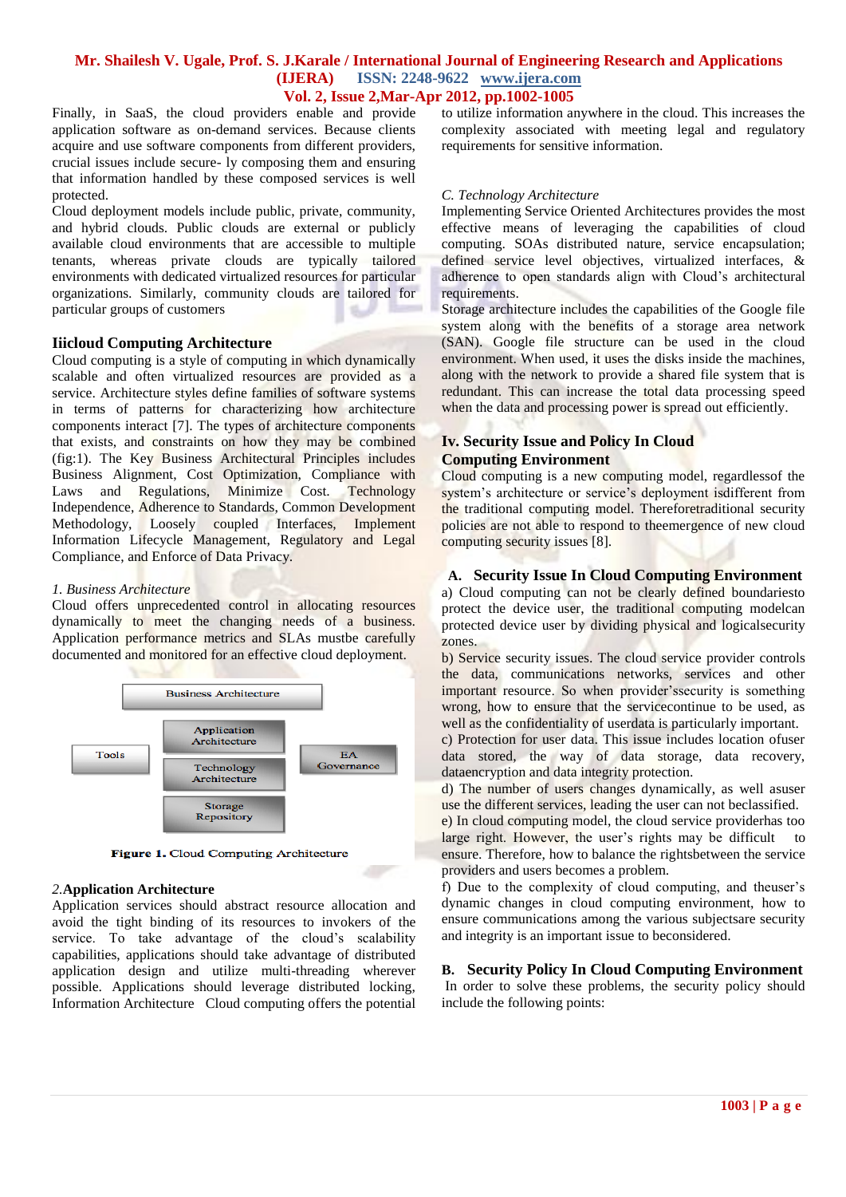Finally, in SaaS, the cloud providers enable and provide application software as on-demand services. Because clients acquire and use software components from different providers, crucial issues include secure- ly composing them and ensuring that information handled by these composed services is well protected.

Cloud deployment models include public, private, community, and hybrid clouds. Public clouds are external or publicly available cloud environments that are accessible to multiple tenants, whereas private clouds are typically tailored environments with dedicated virtualized resources for particular organizations. Similarly, community clouds are tailored for particular groups of customers

## Iiicloud Computing Architecture

Cloud computing is a style of computing in which dynamically scalable and often virtualized resources are provided as a service. Architecture styles define families of software systems in terms of patterns for characterizing how architecture components interact [7]. The types of architecture components that exists, and constraints on how they may be combined (fig:1). The Key Business Architectural Principles includes Business Alignment, Cost Optimization, Compliance with Laws and Regulations, Minimize Cost. Technology Independence, Adherence to Standards, Common Development Methodology, Loosely coupled Interfaces, Implement Information Lifecycle Management, Regulatory and Legal Compliance, and Enforce of Data Privacy.

*1. Business Architecture*

Cloud offers unprecedented control in allocating resources dynamically to meet the changing needs of a business. Application performance metrics and SLAs mustbe carefully documented and monitored for an effective cloud deployment.

Business Architecture

Tools | Application Architecture | Technology Architecture | Storage Repository | EA Governance

**Figure 1.** Cloud Computing Architecture

*2.***Application Architecture**

Application services should abstract resource allocation and avoid the tight binding of its resources to invokers of the service. To take advantage of the cloud's scalability capabilities, applications should take advantage of distributed application design and utilize multi-threading wherever possible. Applications should leverage distributed locking, Information Architecture Cloud computing offers the potential to utilize information anywhere in the cloud. This increases the complexity associated with meeting legal and regulatory requirements for sensitive information.

*C. Technology Architecture*

Implementing Service Oriented Architectures provides the most effective means of leveraging the capabilities of cloud computing. SOAs distributed nature, service encapsulation; defined service level objectives, virtualized interfaces, & adherence to open standards align with Cloud's architectural requirements.

Storage architecture includes the capabilities of the Google file system along with the benefits of a storage area network (SAN). Google file structure can be used in the cloud environment. When used, it uses the disks inside the machines, along with the network to provide a shared file system that is redundant. This can increase the total data processing speed when the data and processing power is spread out efficiently.

## Iv. Security Issue and Policy In Cloud Computing Environment

Cloud computing is a new computing model, regardlessof the system's architecture or service's deployment isdifferent from the traditional computing model. Thereforetraditional security policies are not able to respond to theemergence of new cloud computing security issues [8].

### A. Security Issue In Cloud Computing Environment

a) Cloud computing can not be clearly defined boundariesto protect the device user, the traditional computing modelcan protected device user by dividing physical and logicalsecurity zones.

b) Service security issues. The cloud service provider controls the data, communications networks, services and other important resource. So when provider'ssecurity is something wrong, how to ensure that the servicecontinue to be used, as well as the confidentiality of userdata is particularly important.

c) Protection for user data. This issue includes location ofuser data stored, the way of data storage, data recovery, dataencryption and data integrity protection.

d) The number of users changes dynamically, as well asuser use the different services, leading the user can not beclassified.

e) In cloud computing model, the cloud service providerhas too large right. However, the user's rights may be difficult to ensure. Therefore, how to balance the rightsbetween the service providers and users becomes a problem.

f) Due to the complexity of cloud computing, and theuser's dynamic changes in cloud computing environment, how to ensure communications among the various subjectsare security and integrity is an important issue to beconsidered.

### B. Security Policy In Cloud Computing Environment

In order to solve these problems, the security policy should include the following points: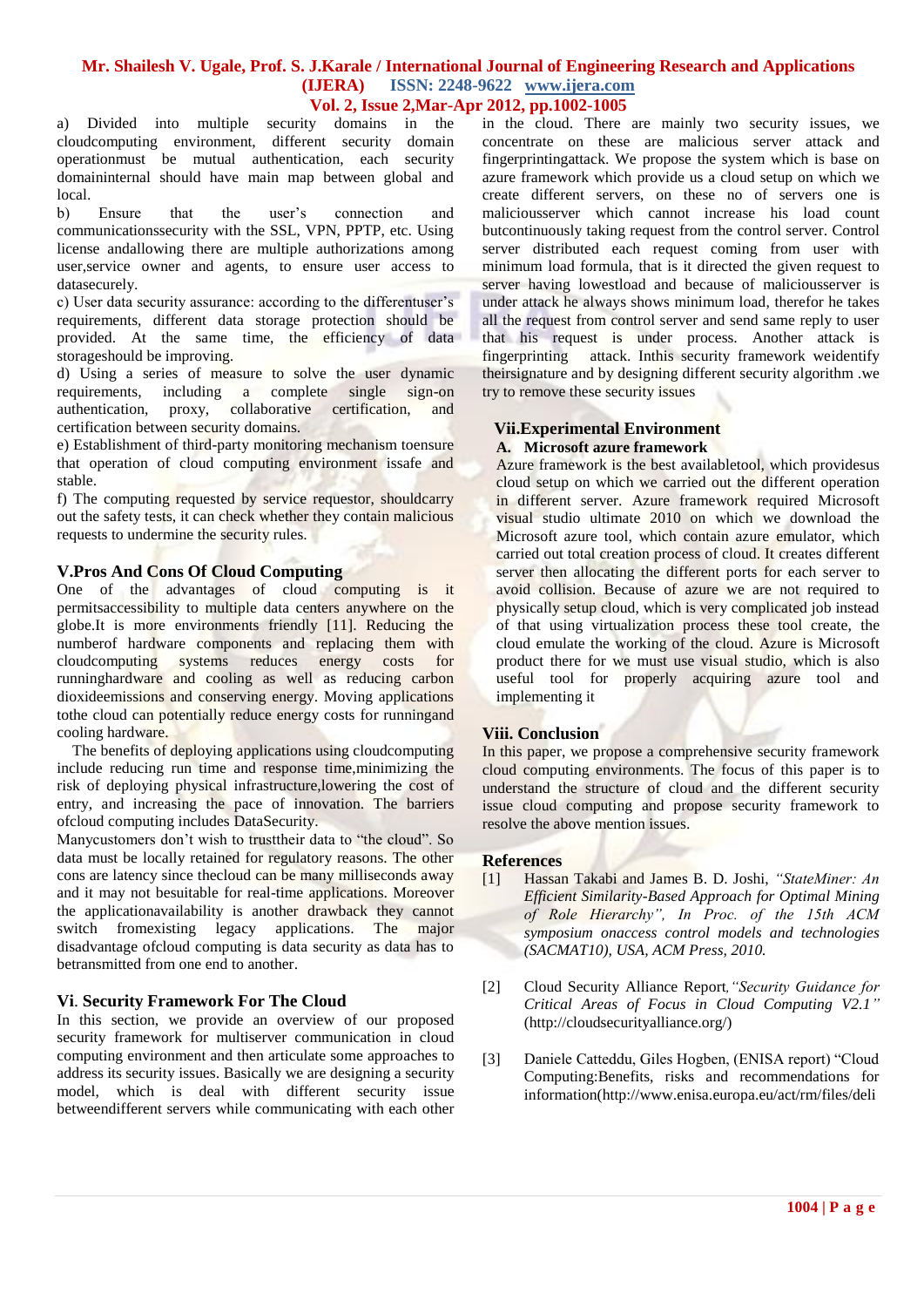a) Divided into multiple security domains in the cloudcomputing environment, different security domain operationmust be mutual authentication, each security domaininternal should have main map between global and local.

b) Ensure that the user's connection and communicationssecurity with the SSL, VPN, PPTP, etc. Using license andallowing there are multiple authorizations among user,service owner and agents, to ensure user access to datasecurely.

c) User data security assurance: according to the differentuser's requirements, different data storage protection should be provided. At the same time, the efficiency of data storageshould be improving.

d) Using a series of measure to solve the user dynamic requirements, including a complete single sign-on authentication, proxy, collaborative certification, and certification between security domains.

e) Establishment of third-party monitoring mechanism toensure that operation of cloud computing environment issafe and stable.

f) The computing requested by service requestor, shouldcarry out the safety tests, it can check whether they contain malicious requests to undermine the security rules.

## V.Pros And Cons Of Cloud Computing

One of the advantages of cloud computing is it permitsaccessibility to multiple data centers anywhere on the globe.It is more environments friendly [11]. Reducing the numberof hardware components and replacing them with cloudcomputing systems reduces energy costs for runninghardware and cooling as well as reducing carbon dioxideemissions and conserving energy. Moving applications tothe cloud can potentially reduce energy costs for runningand cooling hardware.

The benefits of deploying applications using cloudcomputing include reducing run time and response time,minimizing the risk of deploying physical infrastructure,lowering the cost of entry, and increasing the pace of innovation. The barriers ofcloud computing includes DataSecurity.

Manycustomers don't wish to trusttheir data to "the cloud". So data must be locally retained for regulatory reasons. The other cons are latency since thecloud can be many milliseconds away and it may not besuitable for real-time applications. Moreover the applicationavailability is another drawback they cannot switch fromexisting legacy applications. The major disadvantage ofcloud computing is data security as data has to betransmitted from one end to another.

## Vi. Security Framework For The Cloud

In this section, we provide an overview of our proposed security framework for multiserver communication in cloud computing environment and then articulate some approaches to address its security issues. Basically we are designing a security model, which is deal with different security issue betweendifferent servers while communicating with each other in the cloud. There are mainly two security issues, we concentrate on these are malicious server attack and fingerprintingattack. We propose the system which is base on azure framework which provide us a cloud setup on which we create different servers, on these no of servers one is maliciousserver which cannot increase his load count butcontinuously taking request from the control server. Control server distributed each request coming from user with minimum load formula, that is it directed the given request to server having lowestload and because of maliciousserver is under attack he always shows minimum load, therefor he takes all the request from control server and send same reply to user that his request is under process. Another attack is fingerprinting attack. Inthis security framework weidentify theirsignature and by designing different security algorithm .we try to remove these security issues

## Vii.Experimental Environment

### A. Microsoft azure framework

Azure framework is the best availabletool, which providesus cloud setup on which we carried out the different operation in different server. Azure framework required Microsoft visual studio ultimate 2010 on which we download the Microsoft azure tool, which contain azure emulator, which carried out total creation process of cloud. It creates different server then allocating the different ports for each server to avoid collision. Because of azure we are not required to physically setup cloud, which is very complicated job instead of that using virtualization process these tool create, the cloud emulate the working of the cloud. Azure is Microsoft product there for we must use visual studio, which is also useful tool for properly acquiring azure tool and implementing it

## Viii. Conclusion

In this paper, we propose a comprehensive security framework cloud computing environments. The focus of this paper is to understand the structure of cloud and the different security issue cloud computing and propose security framework to resolve the above mention issues.

## References

[1] Hassan Takabi and James B. D. Joshi, *"StateMiner: An Efficient Similarity-Based Approach for Optimal Mining of Role Hierarchy", In Proc. of the 15th ACM symposium onaccess control models and technologies (SACMAT10), USA, ACM Press, 2010.*

[2] Cloud Security Alliance Report,*"Security Guidance for Critical Areas of Focus in Cloud Computing V2.1"* (http://cloudsecurityalliance.org/)

[3] Daniele Catteddu, Giles Hogben, (ENISA report) "Cloud Computing:Benefits, risks and recommendations for information(http://www.enisa.europa.eu/act/rm/files/deli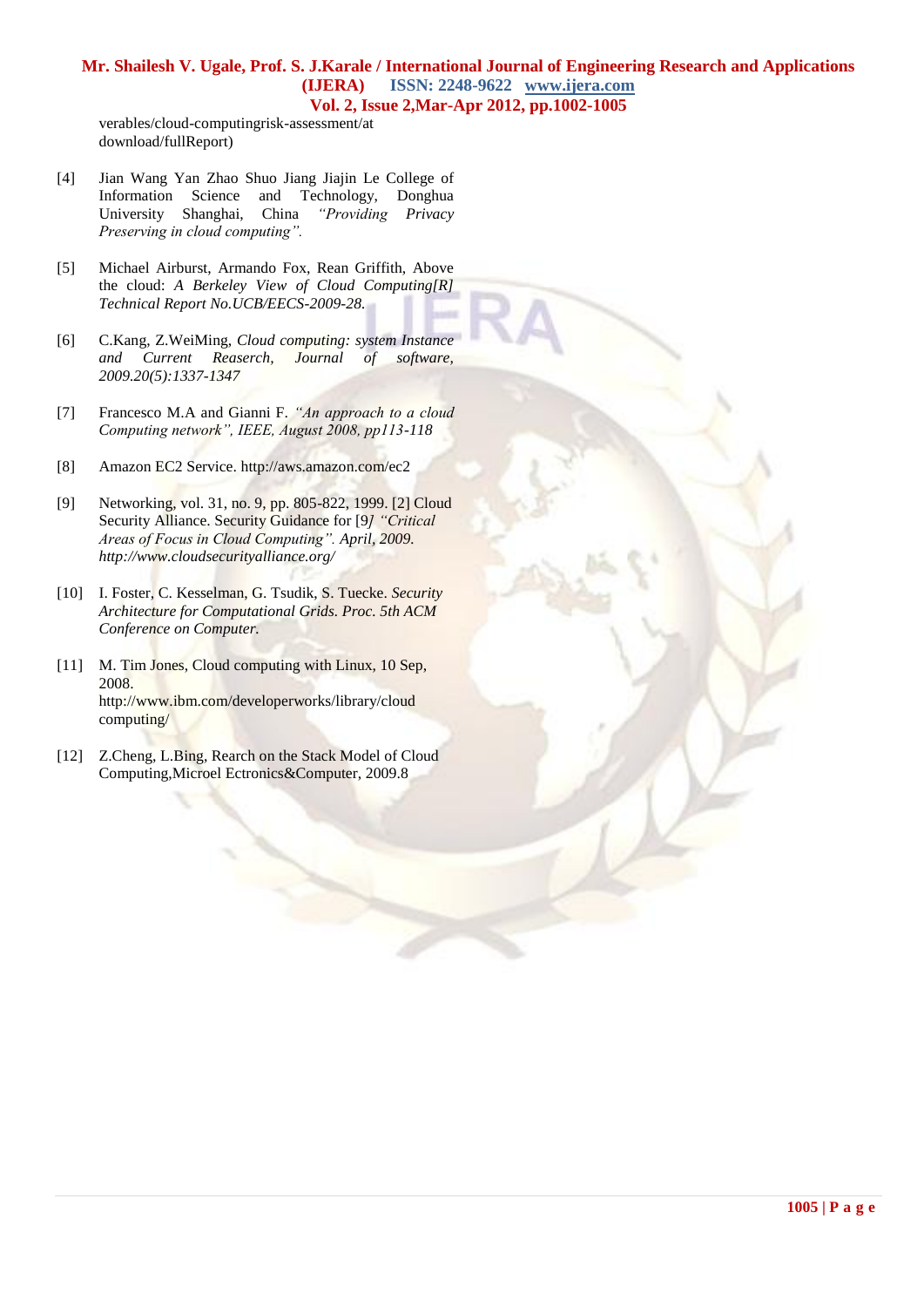verables/cloud-computingrisk-assessment/at download/fullReport)

[4] Jian Wang Yan Zhao Shuo Jiang Jiajin Le College of Information Science and Technology, Donghua University Shanghai, China *"Providing Privacy Preserving in cloud computing".*

[5] Michael Airburst, Armando Fox, Rean Griffith, Above the cloud: *A Berkeley View of Cloud Computing[R] Technical Report No.UCB/EECS-2009-28.*

[6] C.Kang, Z.WeiMing, *Cloud computing: system Instance and Current Reaserch, Journal of software, 2009.20(5):1337-1347*

[7] Francesco M.A and Gianni F. *"An approach to a cloud Computing network", IEEE, August 2008, pp113-118*

[8] Amazon EC2 Service. http://aws.amazon.com/ec2

[9] Networking, vol. 31, no. 9, pp. 805-822, 1999. [2] Cloud Security Alliance. Security Guidance for [9*] "Critical Areas of Focus in Cloud Computing". April, 2009. http://www.cloudsecurityalliance.org/*

[10] I. Foster, C. Kesselman, G. Tsudik, S. Tuecke. *Security Architecture for Computational Grids. Proc. 5th ACM Conference on Computer.*

[11] M. Tim Jones, Cloud computing with Linux, 10 Sep, 2008. http://www.ibm.com/developerworks/library/cloud computing/

[12] Z.Cheng, L.Bing, Rearch on the Stack Model of Cloud Computing,Microel Ectronics&Computer, 2009.8